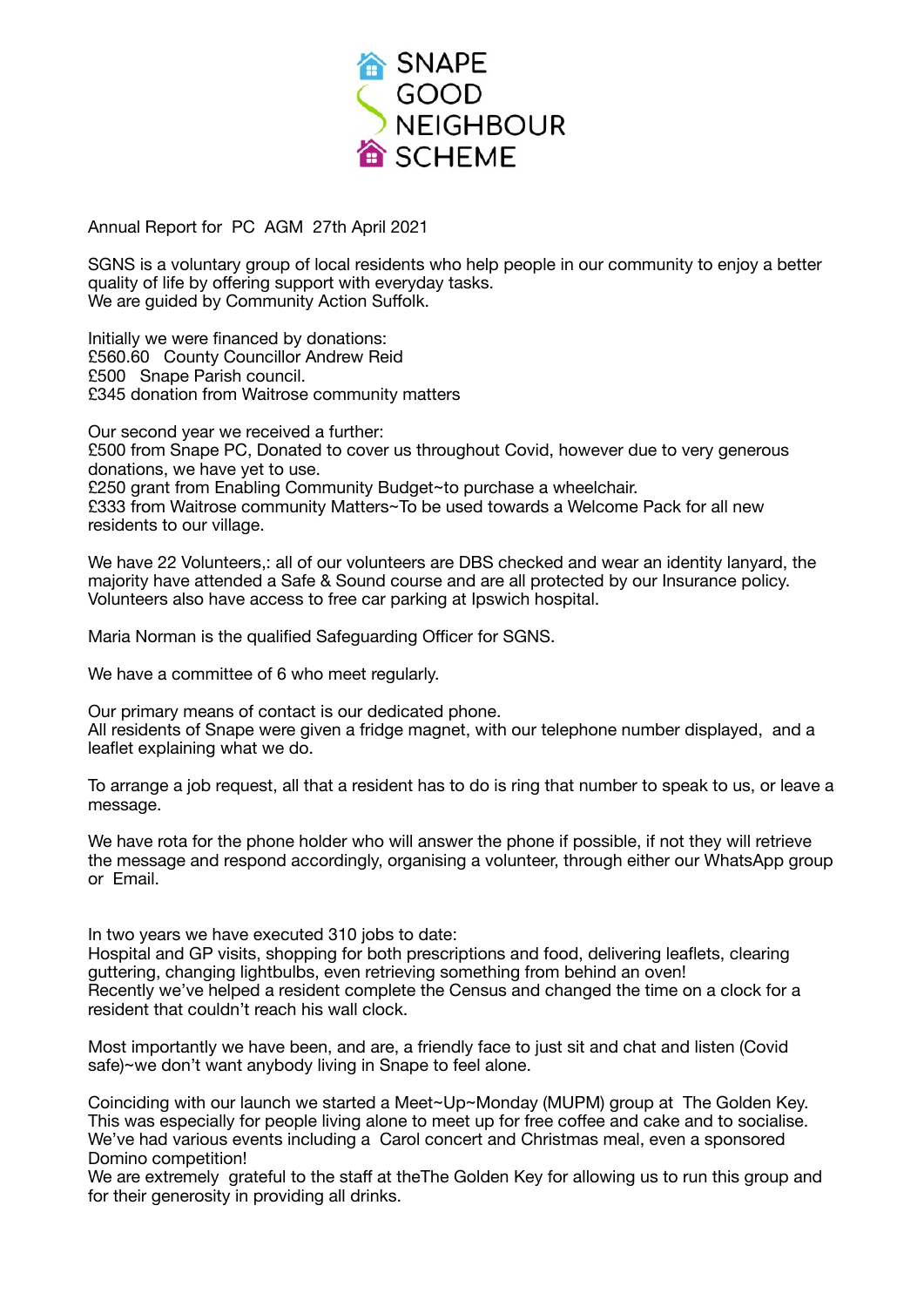# SNAPE GOOD NEIGHBOUR SCHEME

Annual Report for PC AGM 27th April 2021

SGNS is a voluntary group of local residents who help people in our community to enjoy a better quality of life by offering support with everyday tasks.
We are guided by Community Action Suffolk.

Initially we were financed by donations:
£560.60 County Councillor Andrew Reid
£500 Snape Parish council.
£345 donation from Waitrose community matters

Our second year we received a further:
£500 from Snape PC, Donated to cover us throughout Covid, however due to very generous donations, we have yet to use.
£250 grant from Enabling Community Budget~to purchase a wheelchair.
£333 from Waitrose community Matters~To be used towards a Welcome Pack for all new residents to our village.

We have 22 Volunteers,: all of our volunteers are DBS checked and wear an identity lanyard, the majority have attended a Safe & Sound course and are all protected by our Insurance policy.
Volunteers also have access to free car parking at Ipswich hospital.

Maria Norman is the qualified Safeguarding Officer for SGNS.

We have a committee of 6 who meet regularly.

Our primary means of contact is our dedicated phone.
All residents of Snape were given a fridge magnet, with our telephone number displayed, and a leaflet explaining what we do.

To arrange a job request, all that a resident has to do is ring that number to speak to us, or leave a message.

We have rota for the phone holder who will answer the phone if possible, if not they will retrieve the message and respond accordingly, organising a volunteer, through either our WhatsApp group or Email.

In two years we have executed 310 jobs to date:
Hospital and GP visits, shopping for both prescriptions and food, delivering leaflets, clearing guttering, changing lightbulbs, even retrieving something from behind an oven!
Recently we've helped a resident complete the Census and changed the time on a clock for a resident that couldn't reach his wall clock.

Most importantly we have been, and are, a friendly face to just sit and chat and listen (Covid safe)~we don't want anybody living in Snape to feel alone.

Coinciding with our launch we started a Meet~Up~Monday (MUPM) group at The Golden Key.
This was especially for people living alone to meet up for free coffee and cake and to socialise.
We've had various events including a Carol concert and Christmas meal, even a sponsored Domino competition!
We are extremely grateful to the staff at theThe Golden Key for allowing us to run this group and for their generosity in providing all drinks.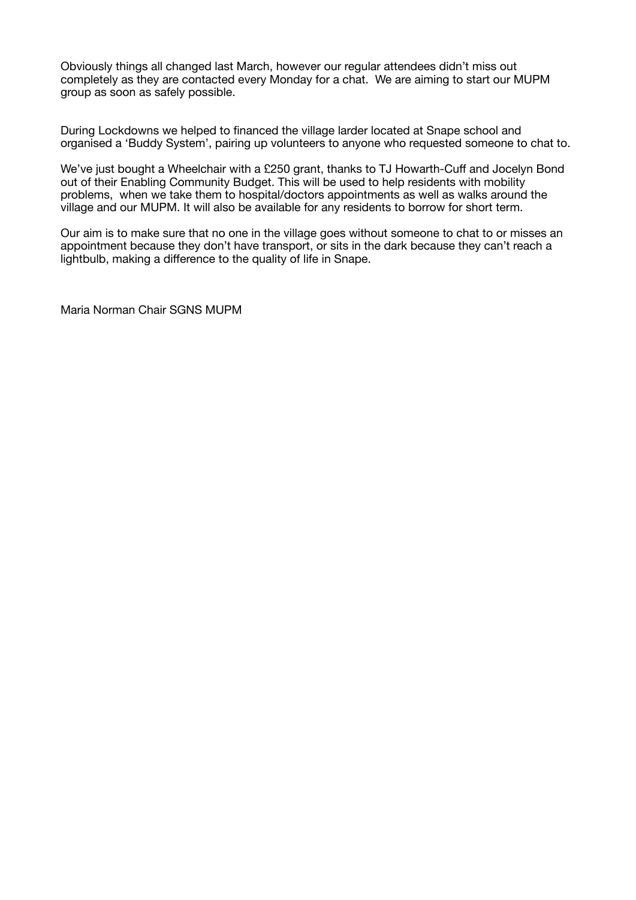Obviously things all changed last March, however our regular attendees didn't miss out completely as they are contacted every Monday for a chat. We are aiming to start our MUPM group as soon as safely possible.

During Lockdowns we helped to financed the village larder located at Snape school and organised a 'Buddy System', pairing up volunteers to anyone who requested someone to chat to.

We've just bought a Wheelchair with a £250 grant, thanks to TJ Howarth-Cuff and Jocelyn Bond out of their Enabling Community Budget. This will be used to help residents with mobility problems, when we take them to hospital/doctors appointments as well as walks around the village and our MUPM. It will also be available for any residents to borrow for short term.

Our aim is to make sure that no one in the village goes without someone to chat to or misses an appointment because they don't have transport, or sits in the dark because they can't reach a lightbulb, making a difference to the quality of life in Snape.

Maria Norman Chair SGNS MUPM